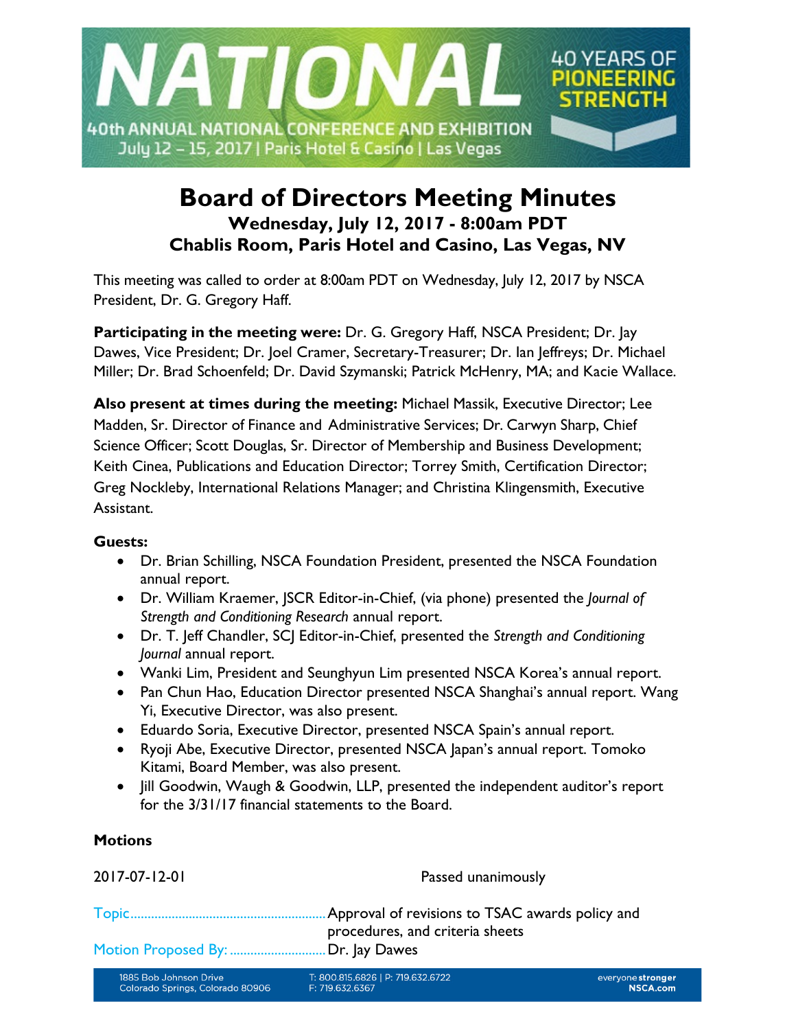# Board of Directors Meeting Minutes

### Wednesday, July 12, 2017 - 8:00am PDT
### Chablis Room, Paris Hotel and Casino, Las Vegas, NV

This meeting was called to order at 8:00am PDT on Wednesday, July 12, 2017 by NSCA President, Dr. G. Gregory Haff.

**Participating in the meeting were:** Dr. G. Gregory Haff, NSCA President; Dr. Jay Dawes, Vice President; Dr. Joel Cramer, Secretary-Treasurer; Dr. Ian Jeffreys; Dr. Michael Miller; Dr. Brad Schoenfeld; Dr. David Szymanski; Patrick McHenry, MA; and Kacie Wallace.

**Also present at times during the meeting:** Michael Massik, Executive Director; Lee Madden, Sr. Director of Finance and Administrative Services; Dr. Carwyn Sharp, Chief Science Officer; Scott Douglas, Sr. Director of Membership and Business Development; Keith Cinea, Publications and Education Director; Torrey Smith, Certification Director; Greg Nockleby, International Relations Manager; and Christina Klingensmith, Executive Assistant.

**Guests:**

- Dr. Brian Schilling, NSCA Foundation President, presented the NSCA Foundation annual report.
- Dr. William Kraemer, JSCR Editor-in-Chief, (via phone) presented the *Journal of Strength and Conditioning Research* annual report.
- Dr. T. Jeff Chandler, SCJ Editor-in-Chief, presented the *Strength and Conditioning Journal* annual report.
- Wanki Lim, President and Seunghyun Lim presented NSCA Korea's annual report.
- Pan Chun Hao, Education Director presented NSCA Shanghai's annual report. Wang Yi, Executive Director, was also present.
- Eduardo Soria, Executive Director, presented NSCA Spain's annual report.
- Ryoji Abe, Executive Director, presented NSCA Japan's annual report. Tomoko Kitami, Board Member, was also present.
- Jill Goodwin, Waugh & Goodwin, LLP, presented the independent auditor's report for the 3/31/17 financial statements to the Board.

**Motions**

2017-07-12-01 Passed unanimously

Topic........................................................ Approval of revisions to TSAC awards policy and procedures, and criteria sheets

Motion Proposed By: ............................ Dr. Jay Dawes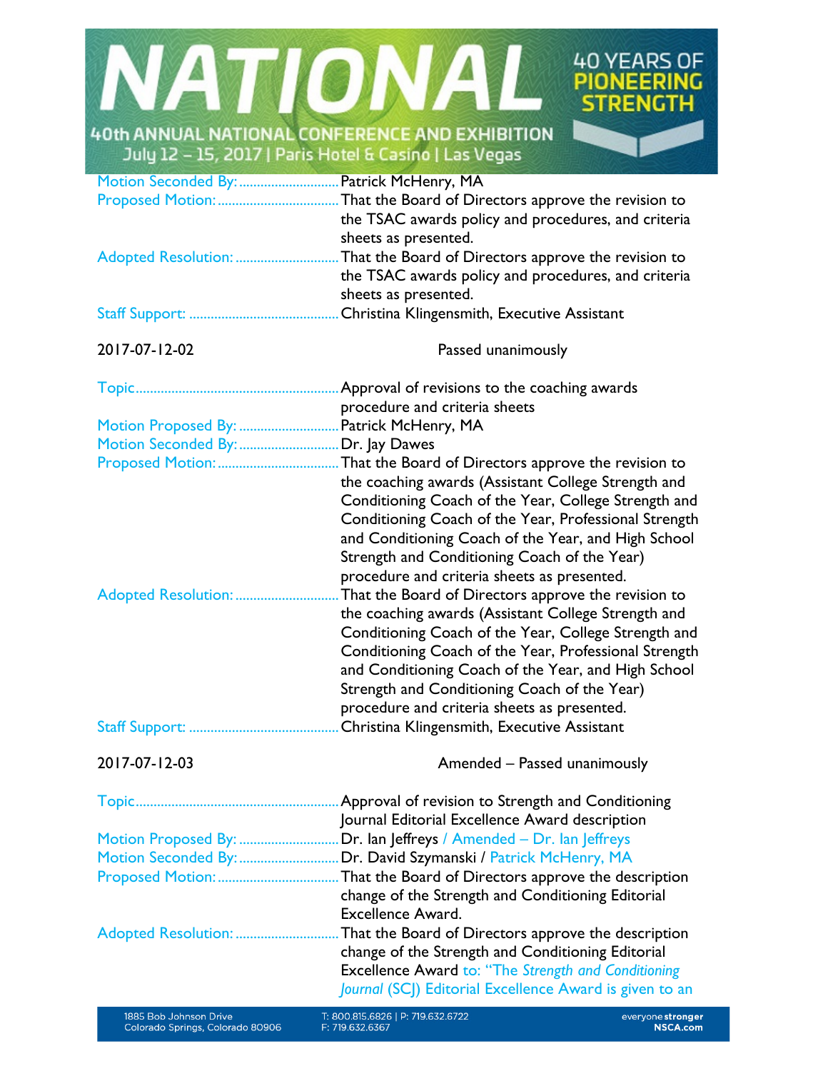Motion Seconded By: ............................ Patrick McHenry, MA

Proposed Motion: .................................. That the Board of Directors approve the revision to the TSAC awards policy and procedures, and criteria sheets as presented.

Adopted Resolution: ............................. That the Board of Directors approve the revision to the TSAC awards policy and procedures, and criteria sheets as presented.

Staff Support: ........................................... Christina Klingensmith, Executive Assistant

2017-07-12-02 Passed unanimously

Topic ......................................................... Approval of revisions to the coaching awards procedure and criteria sheets

Motion Proposed By: ............................ Patrick McHenry, MA

Motion Seconded By: ............................ Dr. Jay Dawes

Proposed Motion: .................................. That the Board of Directors approve the revision to the coaching awards (Assistant College Strength and Conditioning Coach of the Year, College Strength and Conditioning Coach of the Year, Professional Strength and Conditioning Coach of the Year, and High School Strength and Conditioning Coach of the Year) procedure and criteria sheets as presented.

Adopted Resolution: ............................. That the Board of Directors approve the revision to the coaching awards (Assistant College Strength and Conditioning Coach of the Year, College Strength and Conditioning Coach of the Year, Professional Strength and Conditioning Coach of the Year, and High School Strength and Conditioning Coach of the Year) procedure and criteria sheets as presented.

Staff Support: ........................................... Christina Klingensmith, Executive Assistant

2017-07-12-03 Amended – Passed unanimously

Topic ......................................................... Approval of revision to Strength and Conditioning Journal Editorial Excellence Award description

Motion Proposed By: ............................ Dr. Ian Jeffreys / Amended – Dr. Ian Jeffreys

Motion Seconded By: ............................ Dr. David Szymanski / Patrick McHenry, MA

Proposed Motion: .................................. That the Board of Directors approve the description change of the Strength and Conditioning Editorial Excellence Award.

Adopted Resolution: ............................. That the Board of Directors approve the description change of the Strength and Conditioning Editorial Excellence Award to: "The *Strength and Conditioning Journal* (SCJ) Editorial Excellence Award is given to an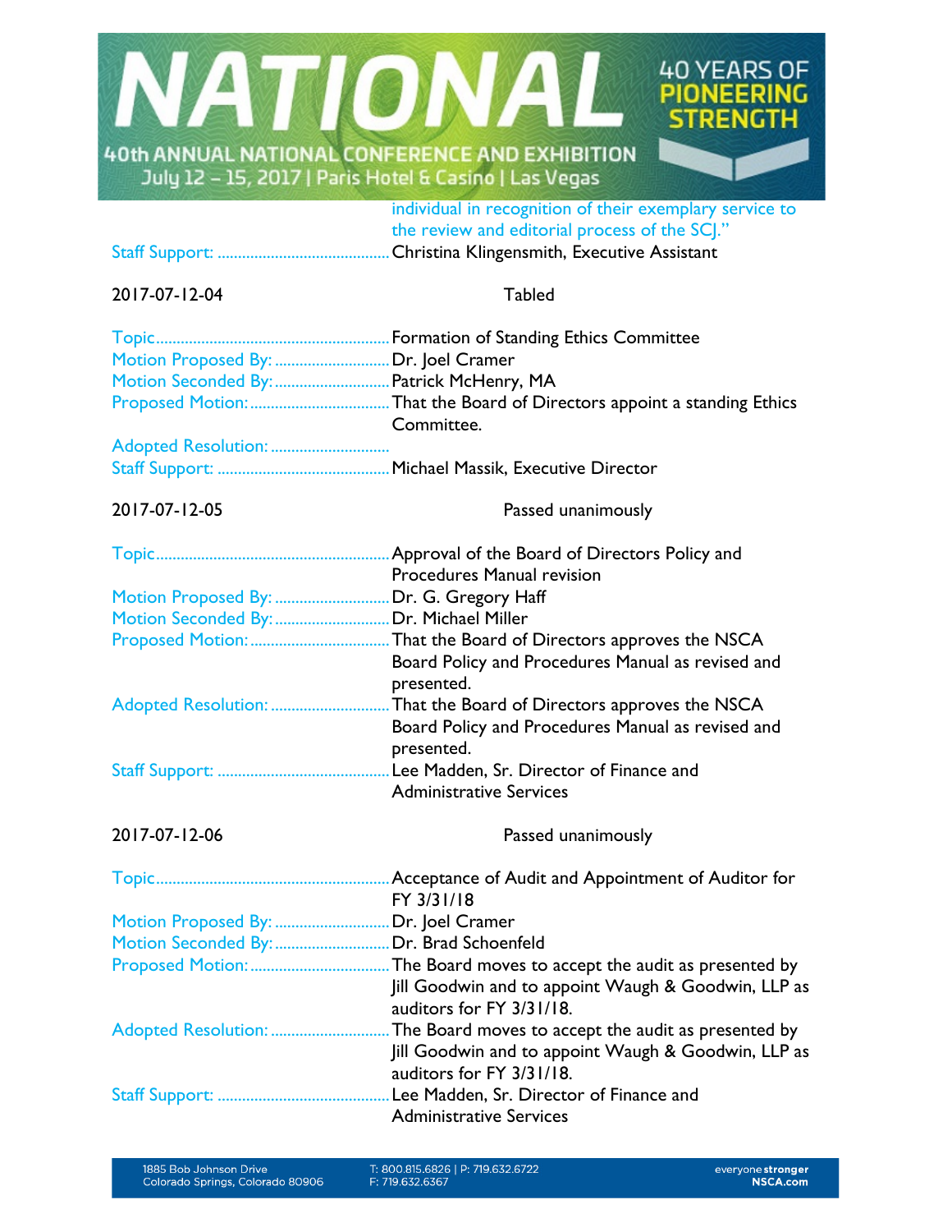individual in recognition of their exemplary service to the review and editorial process of the SCJ."

Staff Support: .......................................... Christina Klingensmith, Executive Assistant

2017-07-12-04 Tabled

Topic......................................................... Formation of Standing Ethics Committee
Motion Proposed By: ............................ Dr. Joel Cramer
Motion Seconded By: ............................ Patrick McHenry, MA
Proposed Motion: .................................. That the Board of Directors appoint a standing Ethics Committee.
Adopted Resolution: ............................
Staff Support: .......................................... Michael Massik, Executive Director

2017-07-12-05 Passed unanimously

Topic......................................................... Approval of the Board of Directors Policy and Procedures Manual revision
Motion Proposed By: ............................ Dr. G. Gregory Haff
Motion Seconded By: ............................ Dr. Michael Miller
Proposed Motion: .................................. That the Board of Directors approves the NSCA Board Policy and Procedures Manual as revised and presented.
Adopted Resolution: ............................ That the Board of Directors approves the NSCA Board Policy and Procedures Manual as revised and presented.
Staff Support: .......................................... Lee Madden, Sr. Director of Finance and Administrative Services

2017-07-12-06 Passed unanimously

Topic......................................................... Acceptance of Audit and Appointment of Auditor for FY 3/31/18
Motion Proposed By: ............................ Dr. Joel Cramer
Motion Seconded By: ............................ Dr. Brad Schoenfeld
Proposed Motion: .................................. The Board moves to accept the audit as presented by Jill Goodwin and to appoint Waugh & Goodwin, LLP as auditors for FY 3/31/18.
Adopted Resolution: ............................ The Board moves to accept the audit as presented by Jill Goodwin and to appoint Waugh & Goodwin, LLP as auditors for FY 3/31/18.
Staff Support: .......................................... Lee Madden, Sr. Director of Finance and Administrative Services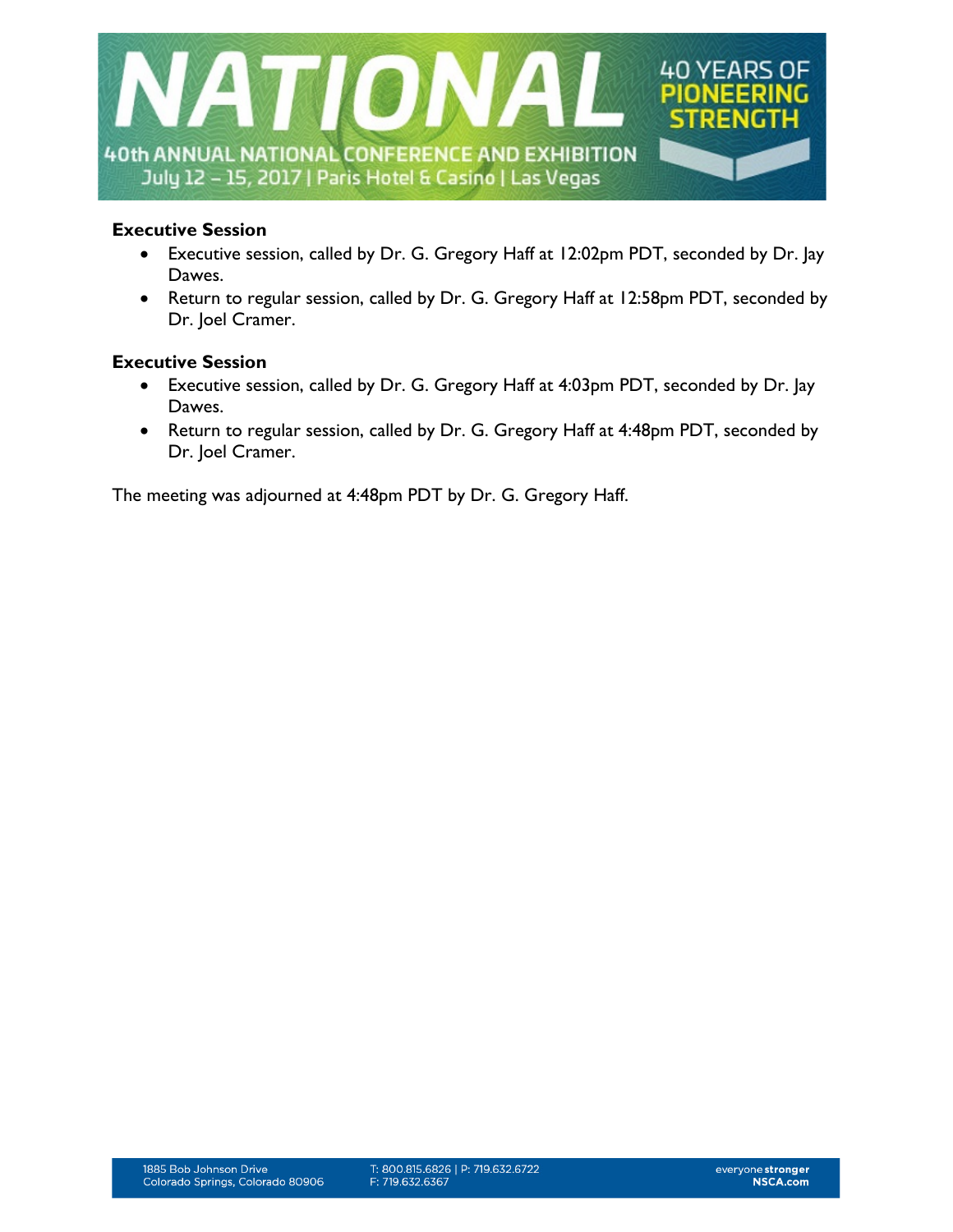**Executive Session**

- Executive session, called by Dr. G. Gregory Haff at 12:02pm PDT, seconded by Dr. Jay Dawes.
- Return to regular session, called by Dr. G. Gregory Haff at 12:58pm PDT, seconded by Dr. Joel Cramer.

**Executive Session**

- Executive session, called by Dr. G. Gregory Haff at 4:03pm PDT, seconded by Dr. Jay Dawes.
- Return to regular session, called by Dr. G. Gregory Haff at 4:48pm PDT, seconded by Dr. Joel Cramer.

The meeting was adjourned at 4:48pm PDT by Dr. G. Gregory Haff.